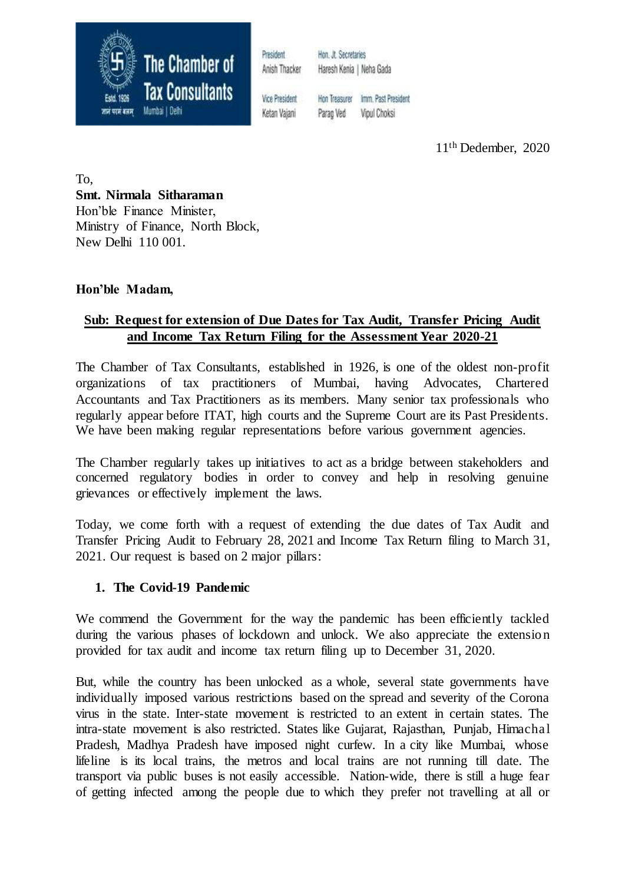**The Chamber of Tax Consultants**
Estd. 1926
Mumbai | Delhi

President: Anish Thacker
Hon. Jt. Secretaries: Haresh Kenia | Neha Gada
Vice President: Ketan Vajani
Hon Treasurer: Parag Ved
Imm. Past President: Vipul Choksi

11th Dedember, 2020

To,
**Smt. Nirmala Sitharaman**
Hon'ble Finance Minister,
Ministry of Finance, North Block,
New Delhi 110 001.

**Hon'ble Madam,**

**Sub: Request for extension of Due Dates for Tax Audit, Transfer Pricing Audit and Income Tax Return Filing for the Assessment Year 2020-21**

The Chamber of Tax Consultants, established in 1926, is one of the oldest non-profit organizations of tax practitioners of Mumbai, having Advocates, Chartered Accountants and Tax Practitioners as its members. Many senior tax professionals who regularly appear before ITAT, high courts and the Supreme Court are its Past Presidents. We have been making regular representations before various government agencies.

The Chamber regularly takes up initiatives to act as a bridge between stakeholders and concerned regulatory bodies in order to convey and help in resolving genuine grievances or effectively implement the laws.

Today, we come forth with a request of extending the due dates of Tax Audit and Transfer Pricing Audit to February 28, 2021 and Income Tax Return filing to March 31, 2021. Our request is based on 2 major pillars:

1. **The Covid-19 Pandemic**

We commend the Government for the way the pandemic has been efficiently tackled during the various phases of lockdown and unlock. We also appreciate the extension provided for tax audit and income tax return filing up to December 31, 2020.

But, while the country has been unlocked as a whole, several state governments have individually imposed various restrictions based on the spread and severity of the Corona virus in the state. Inter-state movement is restricted to an extent in certain states. The intra-state movement is also restricted. States like Gujarat, Rajasthan, Punjab, Himachal Pradesh, Madhya Pradesh have imposed night curfew. In a city like Mumbai, whose lifeline is its local trains, the metros and local trains are not running till date. The transport via public buses is not easily accessible. Nation-wide, there is still a huge fear of getting infected among the people due to which they prefer not travelling at all or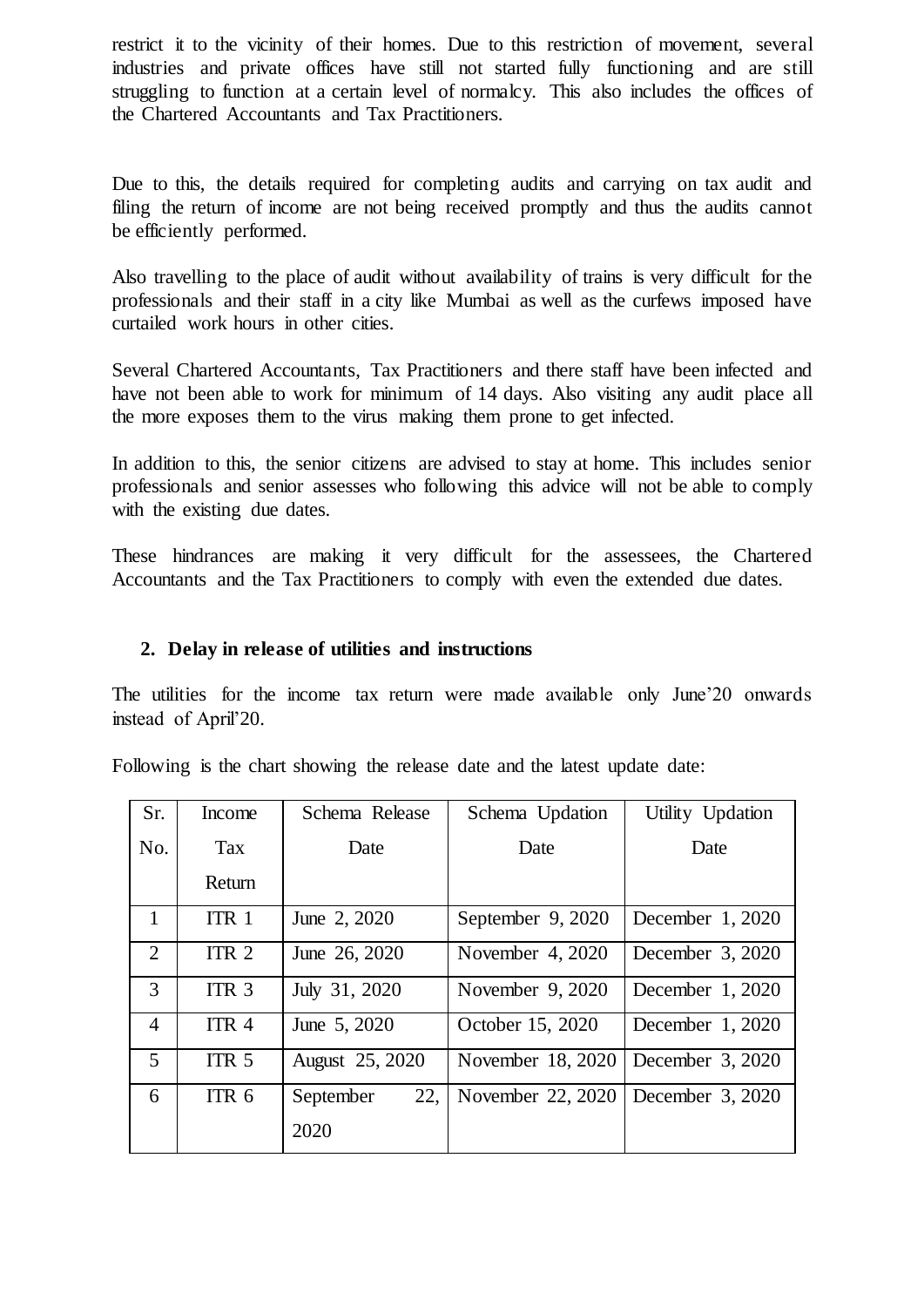restrict it to the vicinity of their homes. Due to this restriction of movement, several industries and private offices have still not started fully functioning and are still struggling to function at a certain level of normalcy. This also includes the offices of the Chartered Accountants and Tax Practitioners.

Due to this, the details required for completing audits and carrying on tax audit and filing the return of income are not being received promptly and thus the audits cannot be efficiently performed.

Also travelling to the place of audit without availability of trains is very difficult for the professionals and their staff in a city like Mumbai as well as the curfews imposed have curtailed work hours in other cities.

Several Chartered Accountants, Tax Practitioners and there staff have been infected and have not been able to work for minimum of 14 days. Also visiting any audit place all the more exposes them to the virus making them prone to get infected.

In addition to this, the senior citizens are advised to stay at home. This includes senior professionals and senior assesses who following this advice will not be able to comply with the existing due dates.

These hindrances are making it very difficult for the assessees, the Chartered Accountants and the Tax Practitioners to comply with even the extended due dates.

## 2. Delay in release of utilities and instructions

The utilities for the income tax return were made available only June'20 onwards instead of April'20.

Following is the chart showing the release date and the latest update date:

| Sr. No. | Income Tax Return | Schema Release Date | Schema Updation Date | Utility Updation Date |
|---|---|---|---|---|
| 1 | ITR 1 | June 2, 2020 | September 9, 2020 | December 1, 2020 |
| 2 | ITR 2 | June 26, 2020 | November 4, 2020 | December 3, 2020 |
| 3 | ITR 3 | July 31, 2020 | November 9, 2020 | December 1, 2020 |
| 4 | ITR 4 | June 5, 2020 | October 15, 2020 | December 1, 2020 |
| 5 | ITR 5 | August 25, 2020 | November 18, 2020 | December 3, 2020 |
| 6 | ITR 6 | September 22, 2020 | November 22, 2020 | December 3, 2020 |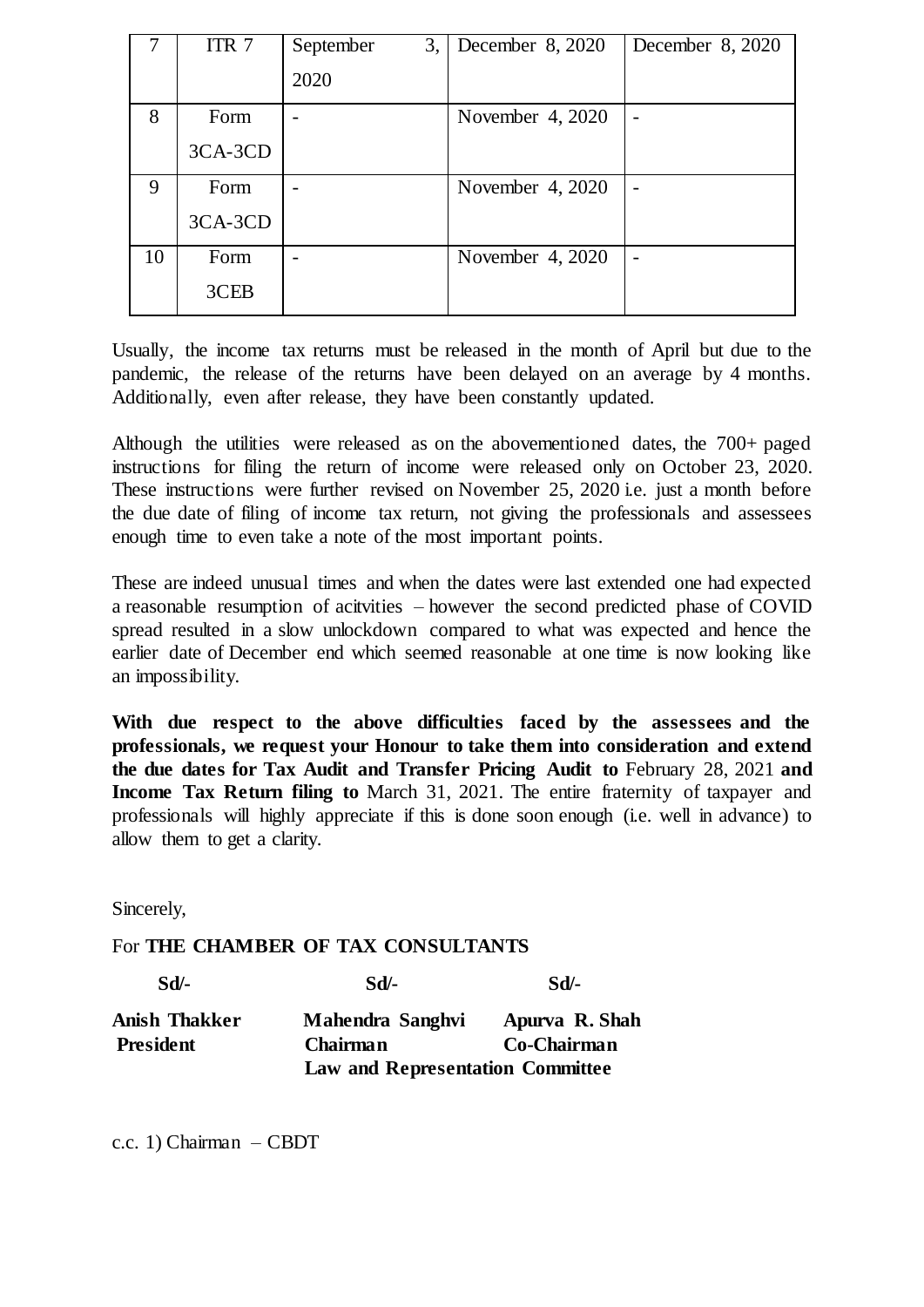| | | | | |
|---|---|---|---|---|
| 7 | ITR 7 | September 3, 2020 | December 8, 2020 | December 8, 2020 |
| 8 | Form 3CA-3CD | - | November 4, 2020 | - |
| 9 | Form 3CA-3CD | - | November 4, 2020 | - |
| 10 | Form 3CEB | - | November 4, 2020 | - |

Usually, the income tax returns must be released in the month of April but due to the pandemic, the release of the returns have been delayed on an average by 4 months. Additionally, even after release, they have been constantly updated.

Although the utilities were released as on the abovementioned dates, the 700+ paged instructions for filing the return of income were released only on October 23, 2020. These instructions were further revised on November 25, 2020 i.e. just a month before the due date of filing of income tax return, not giving the professionals and assessees enough time to even take a note of the most important points.

These are indeed unusual times and when the dates were last extended one had expected a reasonable resumption of acitvities – however the second predicted phase of COVID spread resulted in a slow unlockdown compared to what was expected and hence the earlier date of December end which seemed reasonable at one time is now looking like an impossibility.

**With due respect to the above difficulties faced by the assessees and the professionals, we request your Honour to take them into consideration and extend the due dates for Tax Audit and Transfer Pricing Audit to** February 28, 2021 **and Income Tax Return filing to** March 31, 2021. The entire fraternity of taxpayer and professionals will highly appreciate if this is done soon enough (i.e. well in advance) to allow them to get a clarity.

Sincerely,

For **THE CHAMBER OF TAX CONSULTANTS**

| | | |
|---|---|---|
| **Sd/-** | **Sd/-** | **Sd/-** |
| **Anish Thakker** | **Mahendra Sanghvi** | **Apurva R. Shah** |
| **President** | **Chairman** | **Co-Chairman** |
| | **Law and Representation Committee** | |

c.c. 1) Chairman – CBDT